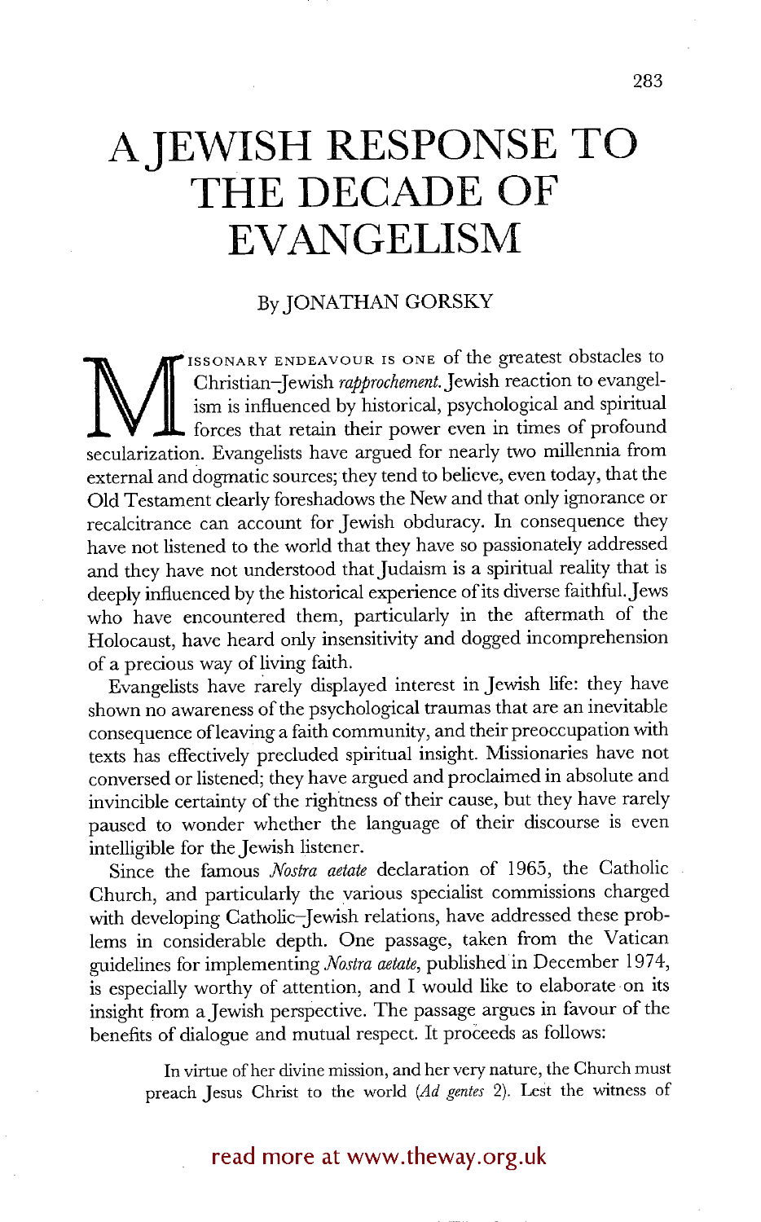# A JEWISH RESPONSE TO THE DECADE OF EVANGELISM

By JONATHAN GORSKY

Missionary endeavour is one of the greatest obstacles to Christian–Jewish *rapprochement*. Jewish reaction to evangelism is influenced by historical, psychological and spiritual forces that retain their power even in times of profound secularization. Evangelists have argued for nearly two millennia from external and dogmatic sources; they tend to believe, even today, that the Old Testament clearly foreshadows the New and that only ignorance or recalcitrance can account for Jewish obduracy. In consequence they have not listened to the world that they have so passionately addressed and they have not understood that Judaism is a spiritual reality that is deeply influenced by the historical experience of its diverse faithful. Jews who have encountered them, particularly in the aftermath of the Holocaust, have heard only insensitivity and dogged incomprehension of a precious way of living faith.

Evangelists have rarely displayed interest in Jewish life: they have shown no awareness of the psychological traumas that are an inevitable consequence of leaving a faith community, and their preoccupation with texts has effectively precluded spiritual insight. Missionaries have not conversed or listened; they have argued and proclaimed in absolute and invincible certainty of the rightness of their cause, but they have rarely paused to wonder whether the language of their discourse is even intelligible for the Jewish listener.

Since the famous *Nostra aetate* declaration of 1965, the Catholic Church, and particularly the various specialist commissions charged with developing Catholic–Jewish relations, have addressed these problems in considerable depth. One passage, taken from the Vatican guidelines for implementing *Nostra aetate*, published in December 1974, is especially worthy of attention, and I would like to elaborate on its insight from a Jewish perspective. The passage argues in favour of the benefits of dialogue and mutual respect. It proceeds as follows:

> In virtue of her divine mission, and her very nature, the Church must preach Jesus Christ to the world (*Ad gentes* 2). Lest the witness of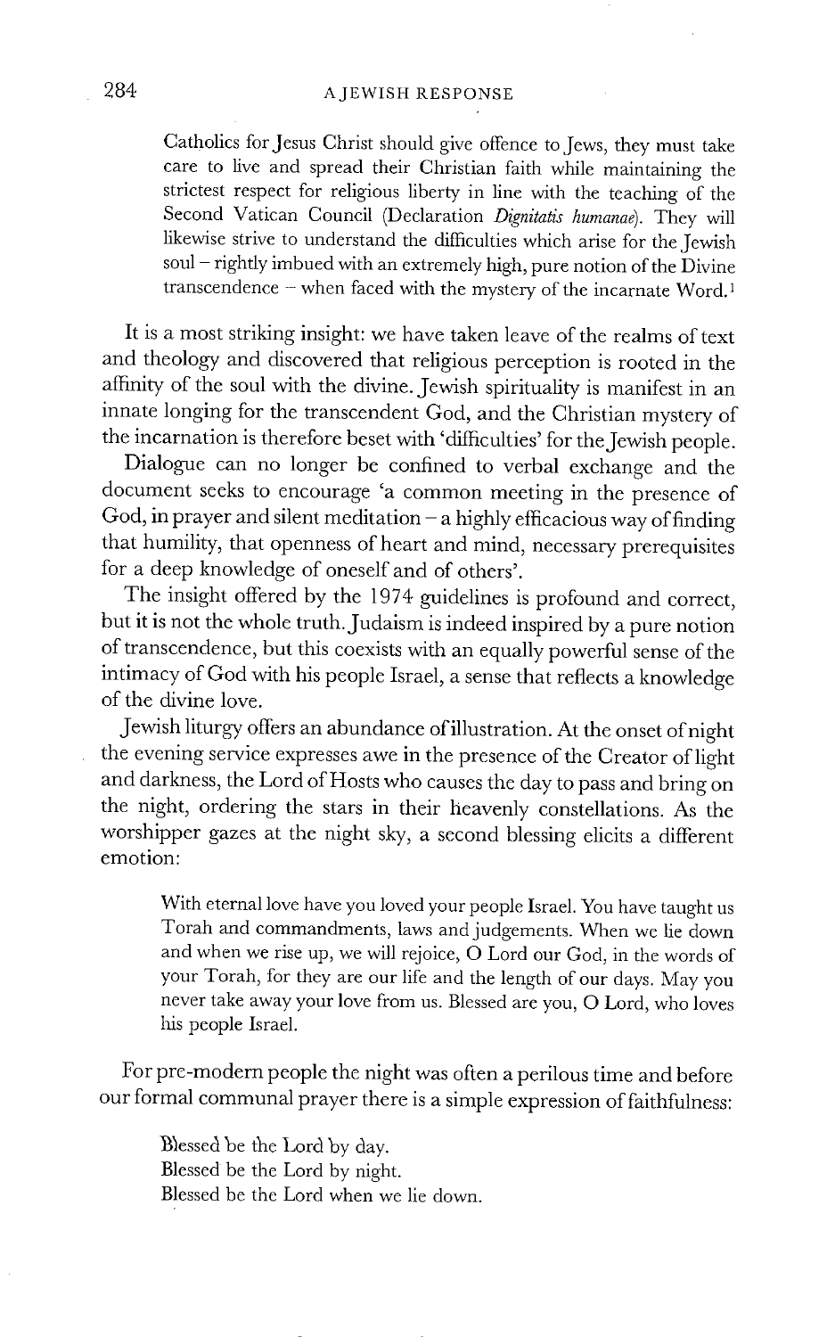> Catholics for Jesus Christ should give offence to Jews, they must take care to live and spread their Christian faith while maintaining the strictest respect for religious liberty in line with the teaching of the Second Vatican Council (Declaration *Dignitatis humanae*). They will likewise strive to understand the difficulties which arise for the Jewish soul – rightly imbued with an extremely high, pure notion of the Divine transcendence – when faced with the mystery of the incarnate Word.[1]

It is a most striking insight: we have taken leave of the realms of text and theology and discovered that religious perception is rooted in the affinity of the soul with the divine. Jewish spirituality is manifest in an innate longing for the transcendent God, and the Christian mystery of the incarnation is therefore beset with 'difficulties' for the Jewish people.

Dialogue can no longer be confined to verbal exchange and the document seeks to encourage 'a common meeting in the presence of God, in prayer and silent meditation – a highly efficacious way of finding that humility, that openness of heart and mind, necessary prerequisites for a deep knowledge of oneself and of others'.

The insight offered by the 1974 guidelines is profound and correct, but it is not the whole truth. Judaism is indeed inspired by a pure notion of transcendence, but this coexists with an equally powerful sense of the intimacy of God with his people Israel, a sense that reflects a knowledge of the divine love.

Jewish liturgy offers an abundance of illustration. At the onset of night the evening service expresses awe in the presence of the Creator of light and darkness, the Lord of Hosts who causes the day to pass and bring on the night, ordering the stars in their heavenly constellations. As the worshipper gazes at the night sky, a second blessing elicits a different emotion:

> With eternal love have you loved your people Israel. You have taught us Torah and commandments, laws and judgements. When we lie down and when we rise up, we will rejoice, O Lord our God, in the words of your Torah, for they are our life and the length of our days. May you never take away your love from us. Blessed are you, O Lord, who loves his people Israel.

For pre-modern people the night was often a perilous time and before our formal communal prayer there is a simple expression of faithfulness:

> Blessed be the Lord by day.
> Blessed be the Lord by night.
> Blessed be the Lord when we lie down.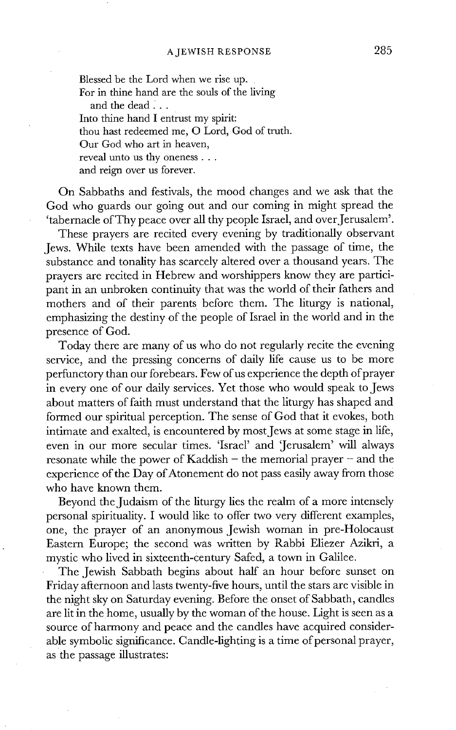Blessed be the Lord when we rise up.  
For in thine hand are the souls of the living  
 and the dead . . .  
Into thine hand I entrust my spirit:  
thou hast redeemed me, O Lord, God of truth.  
Our God who art in heaven,  
reveal unto us thy oneness . . .  
and reign over us forever.

On Sabbaths and festivals, the mood changes and we ask that the God who guards our going out and our coming in might spread the 'tabernacle of Thy peace over all thy people Israel, and over Jerusalem'.

These prayers are recited every evening by traditionally observant Jews. While texts have been amended with the passage of time, the substance and tonality has scarcely altered over a thousand years. The prayers are recited in Hebrew and worshippers know they are participant in an unbroken continuity that was the world of their fathers and mothers and of their parents before them. The liturgy is national, emphasizing the destiny of the people of Israel in the world and in the presence of God.

Today there are many of us who do not regularly recite the evening service, and the pressing concerns of daily life cause us to be more perfunctory than our forebears. Few of us experience the depth of prayer in every one of our daily services. Yet those who would speak to Jews about matters of faith must understand that the liturgy has shaped and formed our spiritual perception. The sense of God that it evokes, both intimate and exalted, is encountered by most Jews at some stage in life, even in our more secular times. 'Israel' and 'Jerusalem' will always resonate while the power of Kaddish – the memorial prayer – and the experience of the Day of Atonement do not pass easily away from those who have known them.

Beyond the Judaism of the liturgy lies the realm of a more intensely personal spirituality. I would like to offer two very different examples, one, the prayer of an anonymous Jewish woman in pre-Holocaust Eastern Europe; the second was written by Rabbi Eliezer Azikri, a mystic who lived in sixteenth-century Safed, a town in Galilee.

The Jewish Sabbath begins about half an hour before sunset on Friday afternoon and lasts twenty-five hours, until the stars are visible in the night sky on Saturday evening. Before the onset of Sabbath, candles are lit in the home, usually by the woman of the house. Light is seen as a source of harmony and peace and the candles have acquired considerable symbolic significance. Candle-lighting is a time of personal prayer, as the passage illustrates: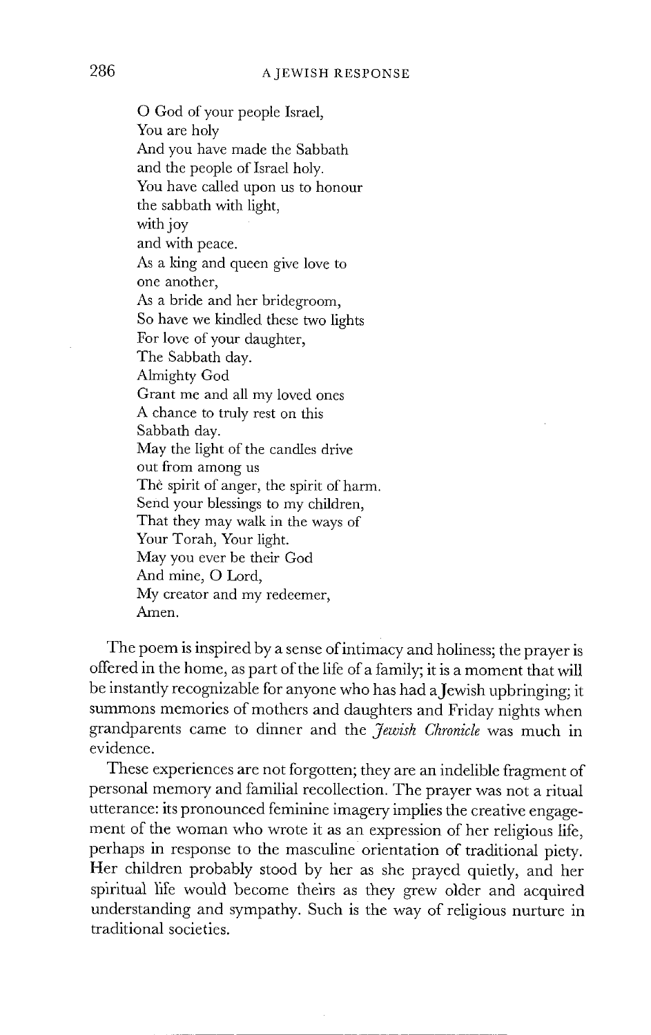O God of your people Israel,  
You are holy  
And you have made the Sabbath  
and the people of Israel holy.  
You have called upon us to honour  
the sabbath with light,  
with joy  
and with peace.  
As a king and queen give love to  
one another,  
As a bride and her bridegroom,  
So have we kindled these two lights  
For love of your daughter,  
The Sabbath day.  
Almighty God  
Grant me and all my loved ones  
A chance to truly rest on this  
Sabbath day.  
May the light of the candles drive  
out from among us  
The spirit of anger, the spirit of harm.  
Send your blessings to my children,  
That they may walk in the ways of  
Your Torah, Your light.  
May you ever be their God  
And mine, O Lord,  
My creator and my redeemer,  
Amen.

The poem is inspired by a sense of intimacy and holiness; the prayer is offered in the home, as part of the life of a family; it is a moment that will be instantly recognizable for anyone who has had a Jewish upbringing; it summons memories of mothers and daughters and Friday nights when grandparents came to dinner and the *Jewish Chronicle* was much in evidence.

These experiences are not forgotten; they are an indelible fragment of personal memory and familial recollection. The prayer was not a ritual utterance: its pronounced feminine imagery implies the creative engagement of the woman who wrote it as an expression of her religious life, perhaps in response to the masculine orientation of traditional piety. Her children probably stood by her as she prayed quietly, and her spiritual life would become theirs as they grew older and acquired understanding and sympathy. Such is the way of religious nurture in traditional societies.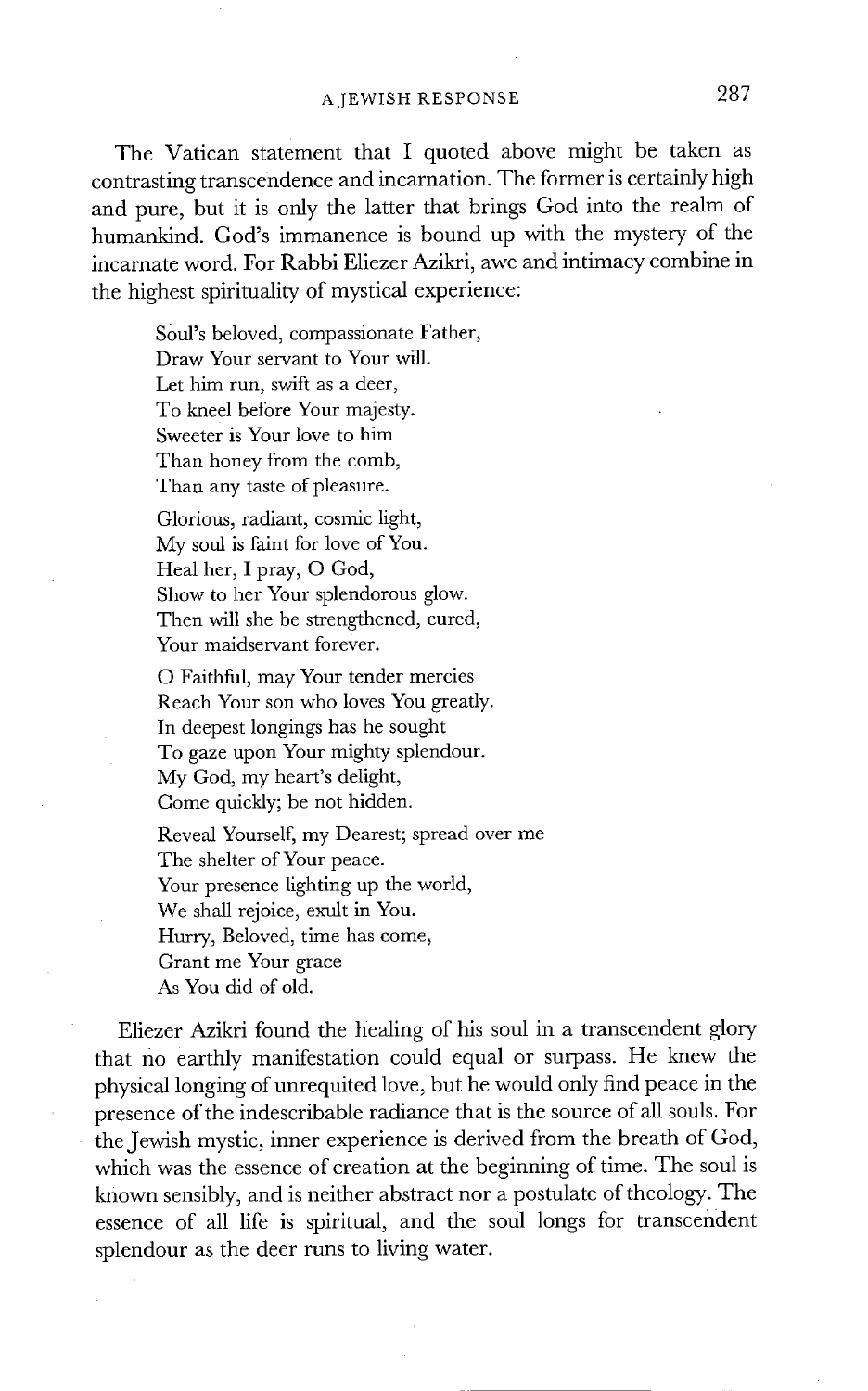The Vatican statement that I quoted above might be taken as contrasting transcendence and incarnation. The former is certainly high and pure, but it is only the latter that brings God into the realm of humankind. God's immanence is bound up with the mystery of the incarnate word. For Rabbi Eliezer Azikri, awe and intimacy combine in the highest spirituality of mystical experience:

> Soul's beloved, compassionate Father,
> Draw Your servant to Your will.
> Let him run, swift as a deer,
> To kneel before Your majesty.
> Sweeter is Your love to him
> Than honey from the comb,
> Than any taste of pleasure.
>
> Glorious, radiant, cosmic light,
> My soul is faint for love of You.
> Heal her, I pray, O God,
> Show to her Your splendorous glow.
> Then will she be strengthened, cured,
> Your maidservant forever.
>
> O Faithful, may Your tender mercies
> Reach Your son who loves You greatly.
> In deepest longings has he sought
> To gaze upon Your mighty splendour.
> My God, my heart's delight,
> Come quickly; be not hidden.
>
> Reveal Yourself, my Dearest; spread over me
> The shelter of Your peace.
> Your presence lighting up the world,
> We shall rejoice, exult in You.
> Hurry, Beloved, time has come,
> Grant me Your grace
> As You did of old.

Eliezer Azikri found the healing of his soul in a transcendent glory that no earthly manifestation could equal or surpass. He knew the physical longing of unrequited love, but he would only find peace in the presence of the indescribable radiance that is the source of all souls. For the Jewish mystic, inner experience is derived from the breath of God, which was the essence of creation at the beginning of time. The soul is known sensibly, and is neither abstract nor a postulate of theology. The essence of all life is spiritual, and the soul longs for transcendent splendour as the deer runs to living water.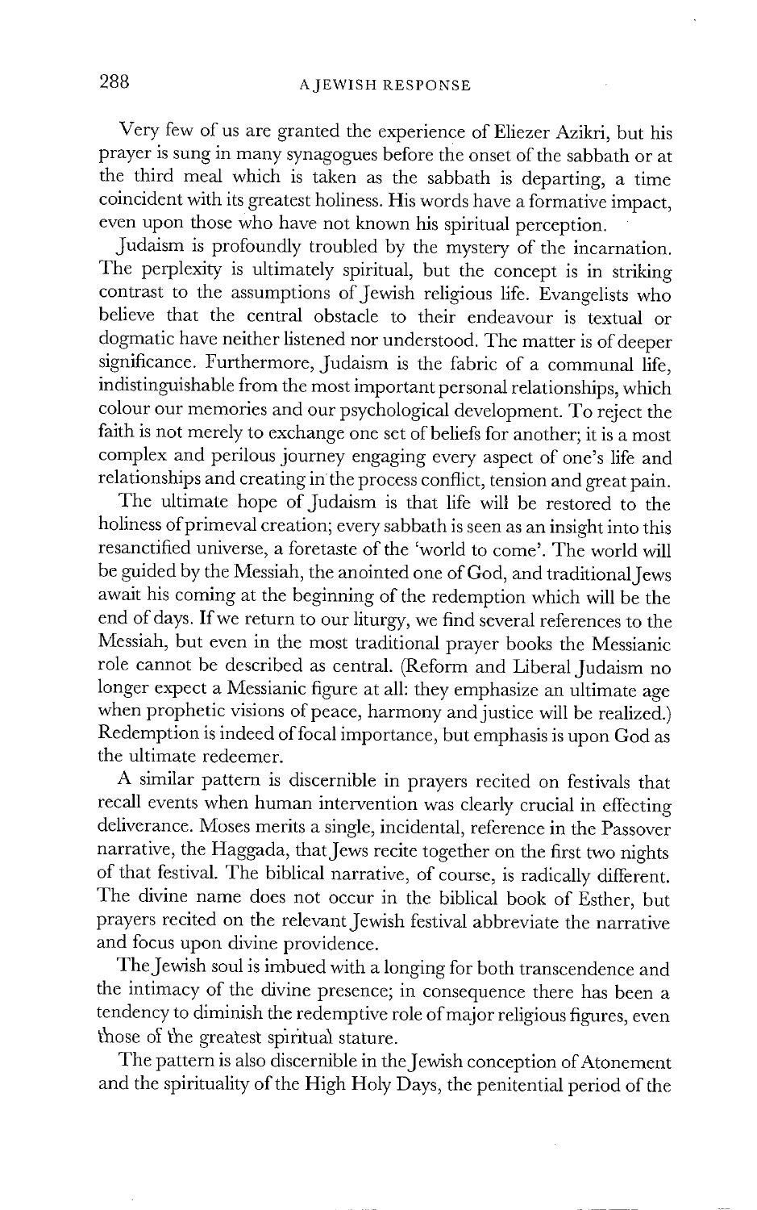Very few of us are granted the experience of Eliezer Azikri, but his prayer is sung in many synagogues before the onset of the sabbath or at the third meal which is taken as the sabbath is departing, a time coincident with its greatest holiness. His words have a formative impact, even upon those who have not known his spiritual perception.

Judaism is profoundly troubled by the mystery of the incarnation. The perplexity is ultimately spiritual, but the concept is in striking contrast to the assumptions of Jewish religious life. Evangelists who believe that the central obstacle to their endeavour is textual or dogmatic have neither listened nor understood. The matter is of deeper significance. Furthermore, Judaism is the fabric of a communal life, indistinguishable from the most important personal relationships, which colour our memories and our psychological development. To reject the faith is not merely to exchange one set of beliefs for another; it is a most complex and perilous journey engaging every aspect of one's life and relationships and creating in the process conflict, tension and great pain.

The ultimate hope of Judaism is that life will be restored to the holiness of primeval creation; every sabbath is seen as an insight into this resanctified universe, a foretaste of the 'world to come'. The world will be guided by the Messiah, the anointed one of God, and traditional Jews await his coming at the beginning of the redemption which will be the end of days. If we return to our liturgy, we find several references to the Messiah, but even in the most traditional prayer books the Messianic role cannot be described as central. (Reform and Liberal Judaism no longer expect a Messianic figure at all: they emphasize an ultimate age when prophetic visions of peace, harmony and justice will be realized.) Redemption is indeed of focal importance, but emphasis is upon God as the ultimate redeemer.

A similar pattern is discernible in prayers recited on festivals that recall events when human intervention was clearly crucial in effecting deliverance. Moses merits a single, incidental, reference in the Passover narrative, the Haggada, that Jews recite together on the first two nights of that festival. The biblical narrative, of course, is radically different. The divine name does not occur in the biblical book of Esther, but prayers recited on the relevant Jewish festival abbreviate the narrative and focus upon divine providence.

The Jewish soul is imbued with a longing for both transcendence and the intimacy of the divine presence; in consequence there has been a tendency to diminish the redemptive role of major religious figures, even those of the greatest spiritual stature.

The pattern is also discernible in the Jewish conception of Atonement and the spirituality of the High Holy Days, the penitential period of the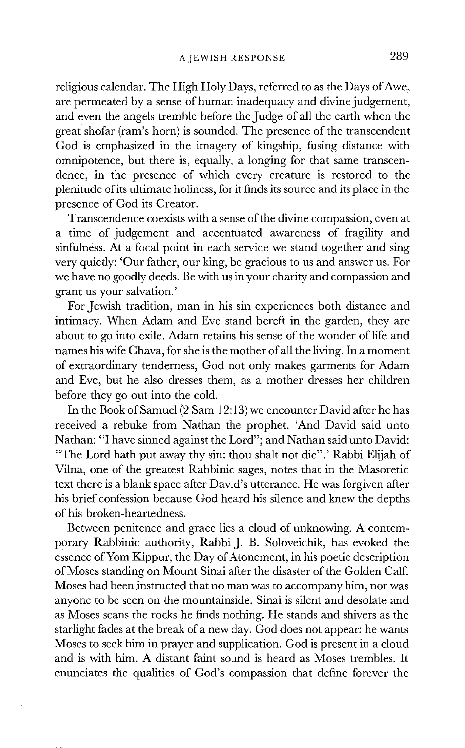religious calendar. The High Holy Days, referred to as the Days of Awe, are permeated by a sense of human inadequacy and divine judgement, and even the angels tremble before the Judge of all the earth when the great shofar (ram's horn) is sounded. The presence of the transcendent God is emphasized in the imagery of kingship, fusing distance with omnipotence, but there is, equally, a longing for that same transcendence, in the presence of which every creature is restored to the plenitude of its ultimate holiness, for it finds its source and its place in the presence of God its Creator.

Transcendence coexists with a sense of the divine compassion, even at a time of judgement and accentuated awareness of fragility and sinfulness. At a focal point in each service we stand together and sing very quietly: 'Our father, our king, be gracious to us and answer us. For we have no goodly deeds. Be with us in your charity and compassion and grant us your salvation.'

For Jewish tradition, man in his sin experiences both distance and intimacy. When Adam and Eve stand bereft in the garden, they are about to go into exile. Adam retains his sense of the wonder of life and names his wife Chava, for she is the mother of all the living. In a moment of extraordinary tenderness, God not only makes garments for Adam and Eve, but he also dresses them, as a mother dresses her children before they go out into the cold.

In the Book of Samuel (2 Sam 12:13) we encounter David after he has received a rebuke from Nathan the prophet. 'And David said unto Nathan: "I have sinned against the Lord"; and Nathan said unto David: "The Lord hath put away thy sin: thou shalt not die".' Rabbi Elijah of Vilna, one of the greatest Rabbinic sages, notes that in the Masoretic text there is a blank space after David's utterance. He was forgiven after his brief confession because God heard his silence and knew the depths of his broken-heartedness.

Between penitence and grace lies a cloud of unknowing. A contemporary Rabbinic authority, Rabbi J. B. Soloveichik, has evoked the essence of Yom Kippur, the Day of Atonement, in his poetic description of Moses standing on Mount Sinai after the disaster of the Golden Calf. Moses had been instructed that no man was to accompany him, nor was anyone to be seen on the mountainside. Sinai is silent and desolate and as Moses scans the rocks he finds nothing. He stands and shivers as the starlight fades at the break of a new day. God does not appear: he wants Moses to seek him in prayer and supplication. God is present in a cloud and is with him. A distant faint sound is heard as Moses trembles. It enunciates the qualities of God's compassion that define forever the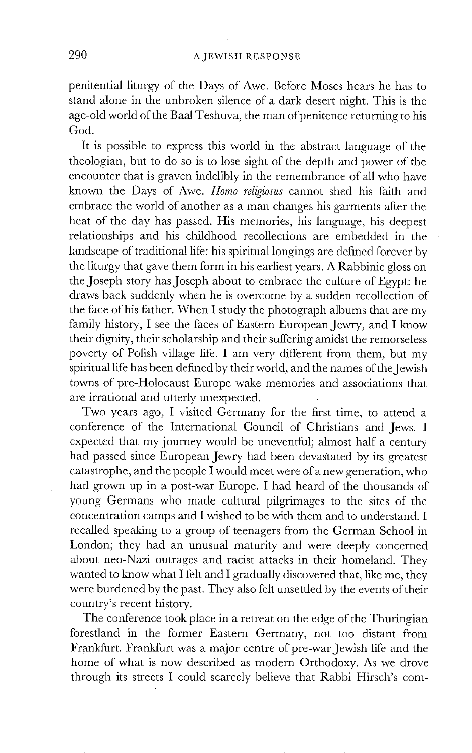penitential liturgy of the Days of Awe. Before Moses hears he has to stand alone in the unbroken silence of a dark desert night. This is the age-old world of the Baal Teshuva, the man of penitence returning to his God.

It is possible to express this world in the abstract language of the theologian, but to do so is to lose sight of the depth and power of the encounter that is graven indelibly in the remembrance of all who have known the Days of Awe. *Homo religiosus* cannot shed his faith and embrace the world of another as a man changes his garments after the heat of the day has passed. His memories, his language, his deepest relationships and his childhood recollections are embedded in the landscape of traditional life: his spiritual longings are defined forever by the liturgy that gave them form in his earliest years. A Rabbinic gloss on the Joseph story has Joseph about to embrace the culture of Egypt: he draws back suddenly when he is overcome by a sudden recollection of the face of his father. When I study the photograph albums that are my family history, I see the faces of Eastern European Jewry, and I know their dignity, their scholarship and their suffering amidst the remorseless poverty of Polish village life. I am very different from them, but my spiritual life has been defined by their world, and the names of the Jewish towns of pre-Holocaust Europe wake memories and associations that are irrational and utterly unexpected.

Two years ago, I visited Germany for the first time, to attend a conference of the International Council of Christians and Jews. I expected that my journey would be uneventful; almost half a century had passed since European Jewry had been devastated by its greatest catastrophe, and the people I would meet were of a new generation, who had grown up in a post-war Europe. I had heard of the thousands of young Germans who made cultural pilgrimages to the sites of the concentration camps and I wished to be with them and to understand. I recalled speaking to a group of teenagers from the German School in London; they had an unusual maturity and were deeply concerned about neo-Nazi outrages and racist attacks in their homeland. They wanted to know what I felt and I gradually discovered that, like me, they were burdened by the past. They also felt unsettled by the events of their country's recent history.

The conference took place in a retreat on the edge of the Thuringian forestland in the former Eastern Germany, not too distant from Frankfurt. Frankfurt was a major centre of pre-war Jewish life and the home of what is now described as modern Orthodoxy. As we drove through its streets I could scarcely believe that Rabbi Hirsch's com-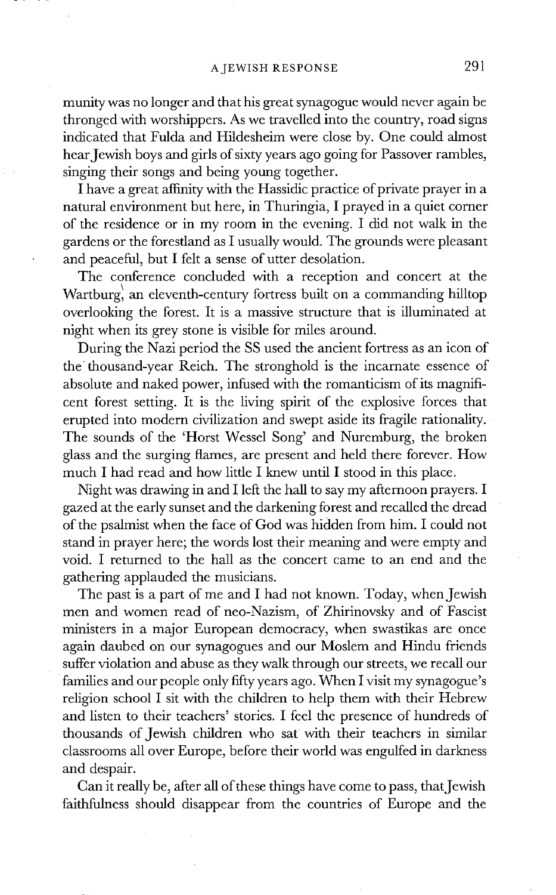munity was no longer and that his great synagogue would never again be thronged with worshippers. As we travelled into the country, road signs indicated that Fulda and Hildesheim were close by. One could almost hear Jewish boys and girls of sixty years ago going for Passover rambles, singing their songs and being young together.

I have a great affinity with the Hassidic practice of private prayer in a natural environment but here, in Thuringia, I prayed in a quiet corner of the residence or in my room in the evening. I did not walk in the gardens or the forestland as I usually would. The grounds were pleasant and peaceful, but I felt a sense of utter desolation.

The conference concluded with a reception and concert at the Wartburg, an eleventh-century fortress built on a commanding hilltop overlooking the forest. It is a massive structure that is illuminated at night when its grey stone is visible for miles around.

During the Nazi period the SS used the ancient fortress as an icon of the thousand-year Reich. The stronghold is the incarnate essence of absolute and naked power, infused with the romanticism of its magnificent forest setting. It is the living spirit of the explosive forces that erupted into modern civilization and swept aside its fragile rationality. The sounds of the 'Horst Wessel Song' and Nuremburg, the broken glass and the surging flames, are present and held there forever. How much I had read and how little I knew until I stood in this place.

Night was drawing in and I left the hall to say my afternoon prayers. I gazed at the early sunset and the darkening forest and recalled the dread of the psalmist when the face of God was hidden from him. I could not stand in prayer here; the words lost their meaning and were empty and void. I returned to the hall as the concert came to an end and the gathering applauded the musicians.

The past is a part of me and I had not known. Today, when Jewish men and women read of neo-Nazism, of Zhirinovsky and of Fascist ministers in a major European democracy, when swastikas are once again daubed on our synagogues and our Moslem and Hindu friends suffer violation and abuse as they walk through our streets, we recall our families and our people only fifty years ago. When I visit my synagogue's religion school I sit with the children to help them with their Hebrew and listen to their teachers' stories. I feel the presence of hundreds of thousands of Jewish children who sat with their teachers in similar classrooms all over Europe, before their world was engulfed in darkness and despair.

Can it really be, after all of these things have come to pass, that Jewish faithfulness should disappear from the countries of Europe and the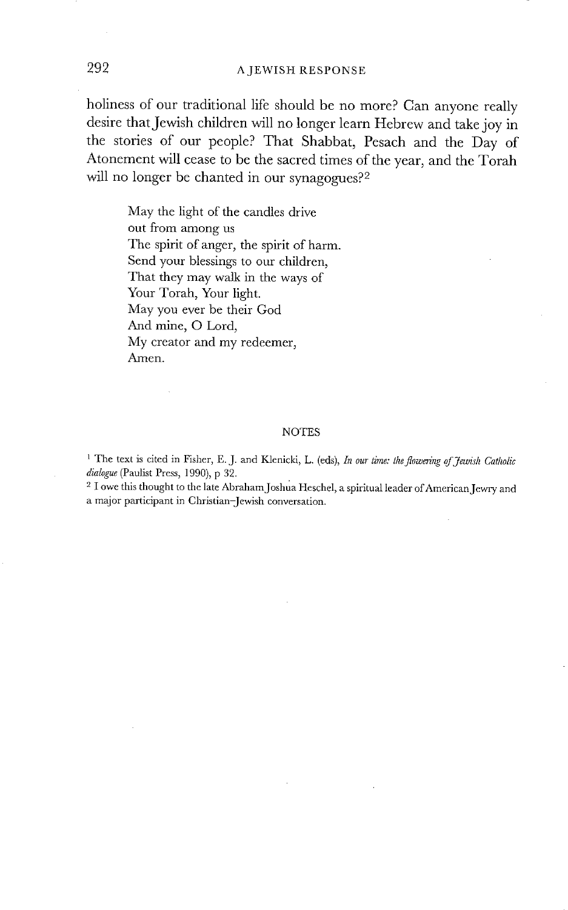holiness of our traditional life should be no more? Can anyone really desire that Jewish children will no longer learn Hebrew and take joy in the stories of our people? That Shabbat, Pesach and the Day of Atonement will cease to be the sacred times of the year, and the Torah will no longer be chanted in our synagogues?[2]

> May the light of the candles drive
> out from among us
> The spirit of anger, the spirit of harm.
> Send your blessings to our children,
> That they may walk in the ways of
> Your Torah, Your light.
> May you ever be their God
> And mine, O Lord,
> My creator and my redeemer,
> Amen.

## NOTES

[1] The text is cited in Fisher, E. J. and Klenicki, L. (eds), *In our time: the flowering of Jewish Catholic dialogue* (Paulist Press, 1990), p 32.

[2] I owe this thought to the late Abraham Joshua Heschel, a spiritual leader of American Jewry and a major participant in Christian–Jewish conversation.